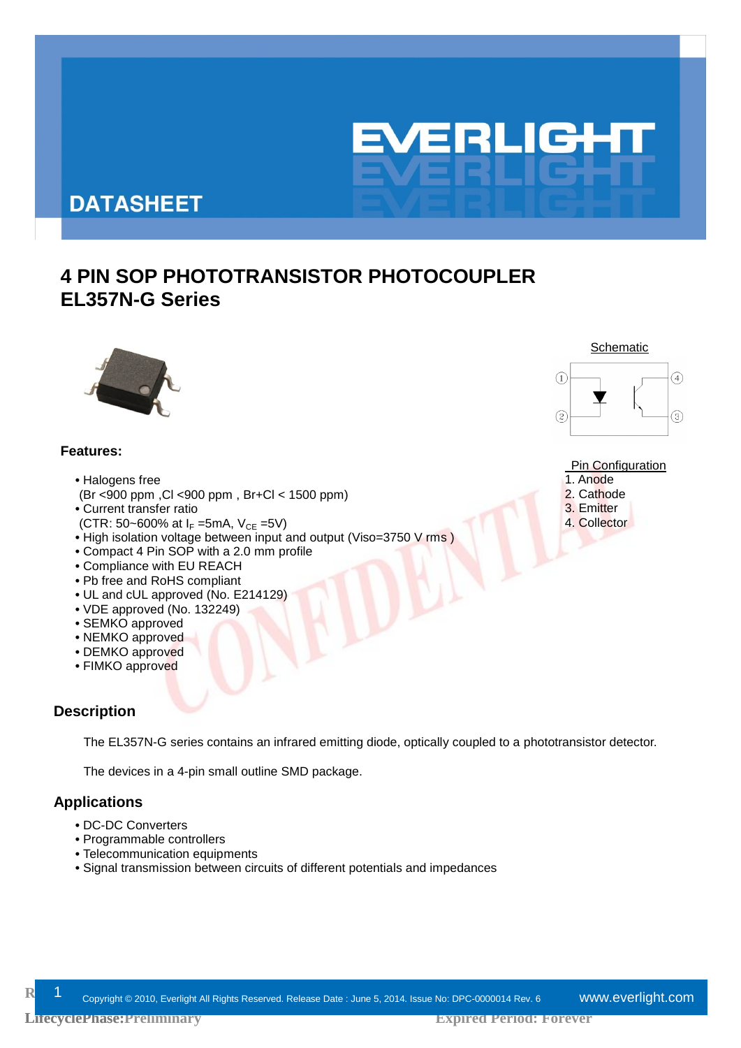# DATASHEET

# 4 PIN SOP PHOTOTRANSISTOR PHOTOCOUPLER
# EL357N-G Series

Schematic

Pin Configuration
1. Anode
2. Cathode
3. Emitter
4. Collector

**Features:**

- Halogens free
  (Br <900 ppm ,Cl <900 ppm , Br+Cl < 1500 ppm)
- Current transfer ratio
  (CTR: 50~600% at $I_F$ =5mA, $V_{CE}$ =5V)
- High isolation voltage between input and output (Viso=3750 V rms )
- Compact 4 Pin SOP with a 2.0 mm profile
- Compliance with EU REACH
- Pb free and RoHS compliant
- UL and cUL approved (No. E214129)
- VDE approved (No. 132249)
- SEMKO approved
- NEMKO approved
- DEMKO approved
- FIMKO approved

## Description

The EL357N-G series contains an infrared emitting diode, optically coupled to a phototransistor detector.

The devices in a 4-pin small outline SMD package.

## Applications

- DC-DC Converters
- Programmable controllers
- Telecommunication equipments
- Signal transmission between circuits of different potentials and impedances

Copyright © 2010, Everlight All Rights Reserved. Release Date : June 5, 2014. Issue No: DPC-0000014 Rev. 6

LifecyclePhase:Preliminary Expired Period: Forever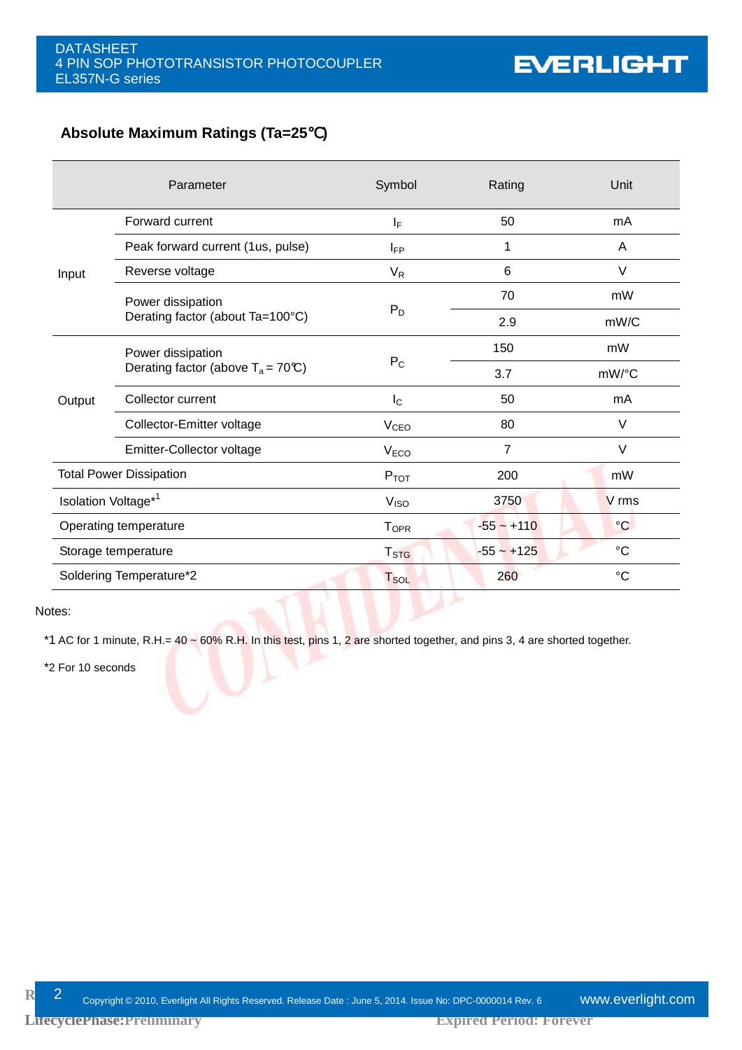## Absolute Maximum Ratings (Ta=25℃)

| | Parameter | Symbol | Rating | Unit |
|---|---|---|---|---|
| Input | Forward current | $I_F$ | 50 | mA |
| | Peak forward current (1us, pulse) | $I_{FP}$ | 1 | A |
| | Reverse voltage | $V_R$ | 6 | V |
| | Power dissipation | $P_D$ | 70 | mW |
| | Derating factor (about Ta=100°C) | | 2.9 | mW/C |
| Output | Power dissipation | $P_C$ | 150 | mW |
| | Derating factor (above $T_a$ = 70℃) | | 3.7 | mW/°C |
| | Collector current | $I_C$ | 50 | mA |
| | Collector-Emitter voltage | $V_{CEO}$ | 80 | V |
| | Emitter-Collector voltage | $V_{ECO}$ | 7 | V |
| Total Power Dissipation | | $P_{TOT}$ | 200 | mW |
| Isolation Voltage*1 | | $V_{ISO}$ | 3750 | V rms |
| Operating temperature | | $T_{OPR}$ | -55 ~ +110 | °C |
| Storage temperature | | $T_{STG}$ | -55 ~ +125 | °C |
| Soldering Temperature*2 | | $T_{SOL}$ | 260 | °C |

Notes:

*1 AC for 1 minute, R.H.= 40 ~ 60% R.H. In this test, pins 1, 2 are shorted together, and pins 3, 4 are shorted together.

*2 For 10 seconds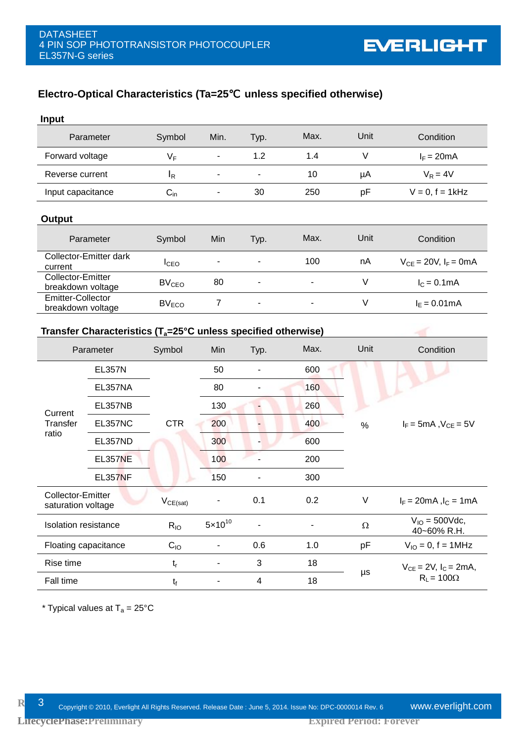## Electro-Optical Characteristics (Ta=25℃ unless specified otherwise)

### Input

| Parameter | Symbol | Min. | Typ. | Max. | Unit | Condition |
|---|---|---|---|---|---|---|
| Forward voltage | $V_F$ | - | 1.2 | 1.4 | V | $I_F$ = 20mA |
| Reverse current | $I_R$ | - | - | 10 | μA | $V_R$ = 4V |
| Input capacitance | $C_{in}$ | - | 30 | 250 | pF | V = 0, f = 1kHz |

### Output

| Parameter | Symbol | Min | Typ. | Max. | Unit | Condition |
|---|---|---|---|---|---|---|
| Collector-Emitter dark current | $I_{CEO}$ | - | - | 100 | nA | $V_{CE}$ = 20V, $I_F$ = 0mA |
| Collector-Emitter breakdown voltage | $BV_{CEO}$ | 80 | - | - | V | $I_C$ = 0.1mA |
| Emitter-Collector breakdown voltage | $BV_{ECO}$ | 7 | - | - | V | $I_E$ = 0.01mA |

### Transfer Characteristics ($T_a$=25°C unless specified otherwise)

| Parameter | | Symbol | Min | Typ. | Max. | Unit | Condition |
|---|---|---|---|---|---|---|---|
| Current Transfer ratio | EL357N | CTR | 50 | - | 600 | % | $I_F$ = 5mA ,$V_{CE}$ = 5V |
| | EL357NA | | 80 | - | 160 | | |
| | EL357NB | | 130 | - | 260 | | |
| | EL357NC | | 200 | - | 400 | | |
| | EL357ND | | 300 | - | 600 | | |
| | EL357NE | | 100 | - | 200 | | |
| | EL357NF | | 150 | - | 300 | | |
| Collector-Emitter saturation voltage | | $V_{CE(sat)}$ | - | 0.1 | 0.2 | V | $I_F$ = 20mA ,$I_C$ = 1mA |
| Isolation resistance | | $R_{IO}$ | $5\times10^{10}$ | - | - | Ω | $V_{IO}$ = 500Vdc, 40~60% R.H. |
| Floating capacitance | | $C_{IO}$ | - | 0.6 | 1.0 | pF | $V_{IO}$ = 0, f = 1MHz |
| Rise time | | $t_r$ | - | 3 | 18 | μs | $V_{CE}$ = 2V, $I_C$ = 2mA, $R_L$ = 100Ω |
| Fall time | | $t_f$ | - | 4 | 18 | | |

* Typical values at $T_a$ = 25°C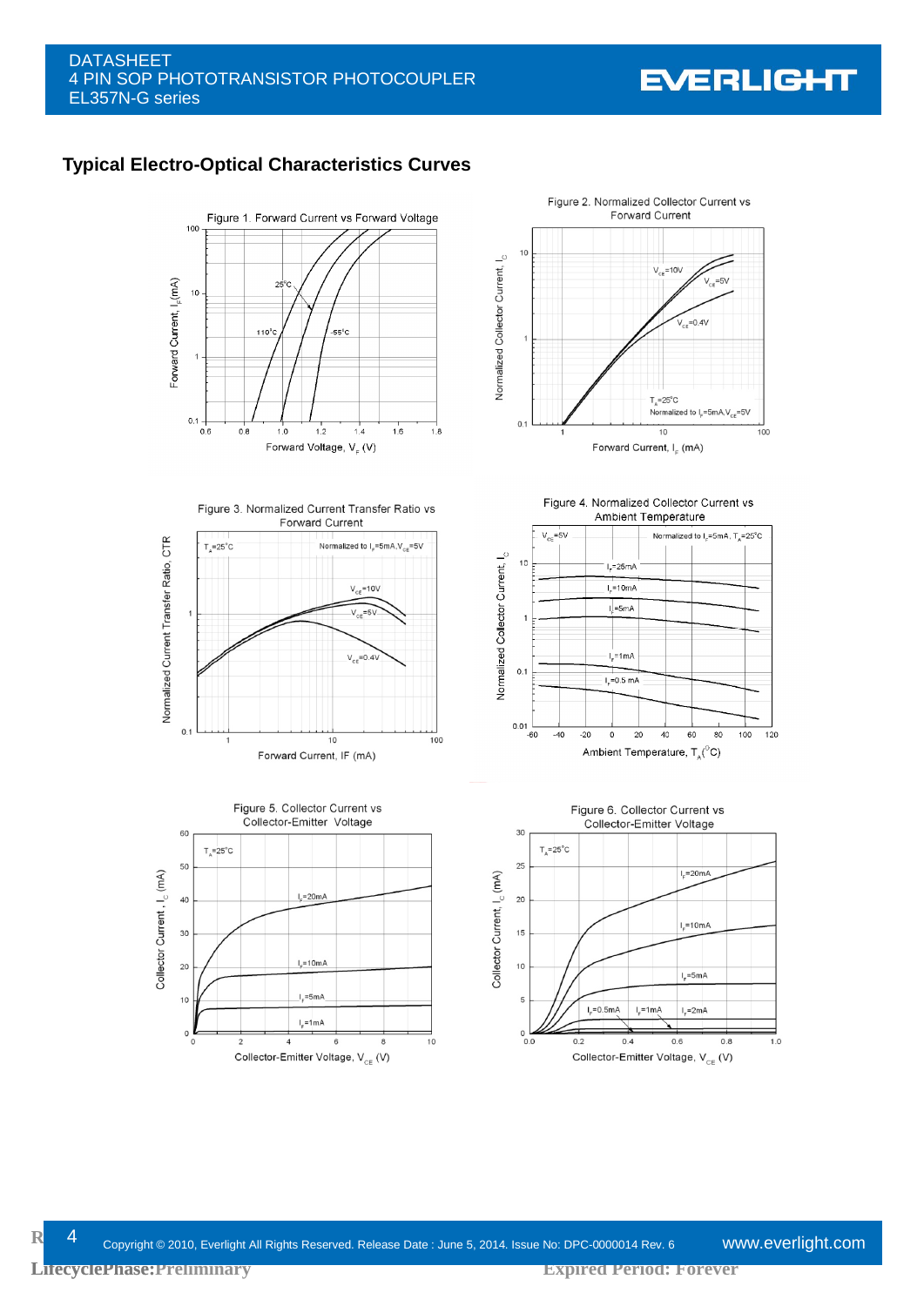## Typical Electro-Optical Characteristics Curves

Figure 1. Forward Current vs Forward Voltage

Figure 2. Normalized Collector Current vs Forward Current

Figure 3. Normalized Current Transfer Ratio vs Forward Current

Figure 4. Normalized Collector Current vs Ambient Temperature

Figure 5. Collector Current vs Collector-Emitter Voltage

Figure 6. Collector Current vs Collector-Emitter Voltage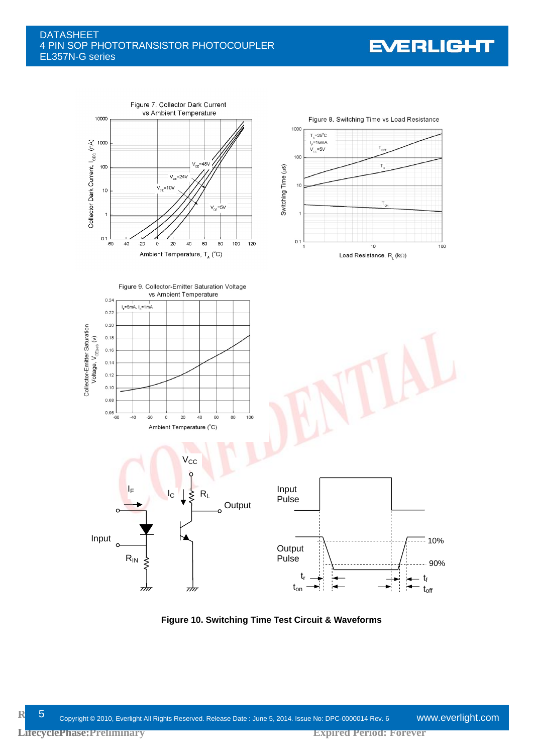Figure 7. Collector Dark Current vs Ambient Temperature

Figure 8. Switching Time vs Load Resistance

Figure 9. Collector-Emitter Saturation Voltage vs Ambient Temperature

**Figure 10. Switching Time Test Circuit & Waveforms**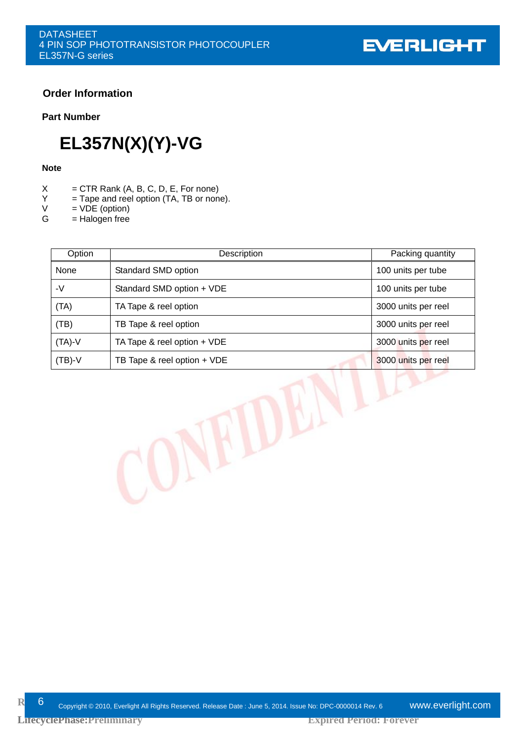## Order Information

### Part Number

# EL357N(X)(Y)-VG

**Note**

X = CTR Rank (A, B, C, D, E, For none)
Y = Tape and reel option (TA, TB or none).
V = VDE (option)
G = Halogen free

| Option | Description | Packing quantity |
|---|---|---|
| None | Standard SMD option | 100 units per tube |
| -V | Standard SMD option + VDE | 100 units per tube |
| (TA) | TA Tape & reel option | 3000 units per reel |
| (TB) | TB Tape & reel option | 3000 units per reel |
| (TA)-V | TA Tape & reel option + VDE | 3000 units per reel |
| (TB)-V | TB Tape & reel option + VDE | 3000 units per reel |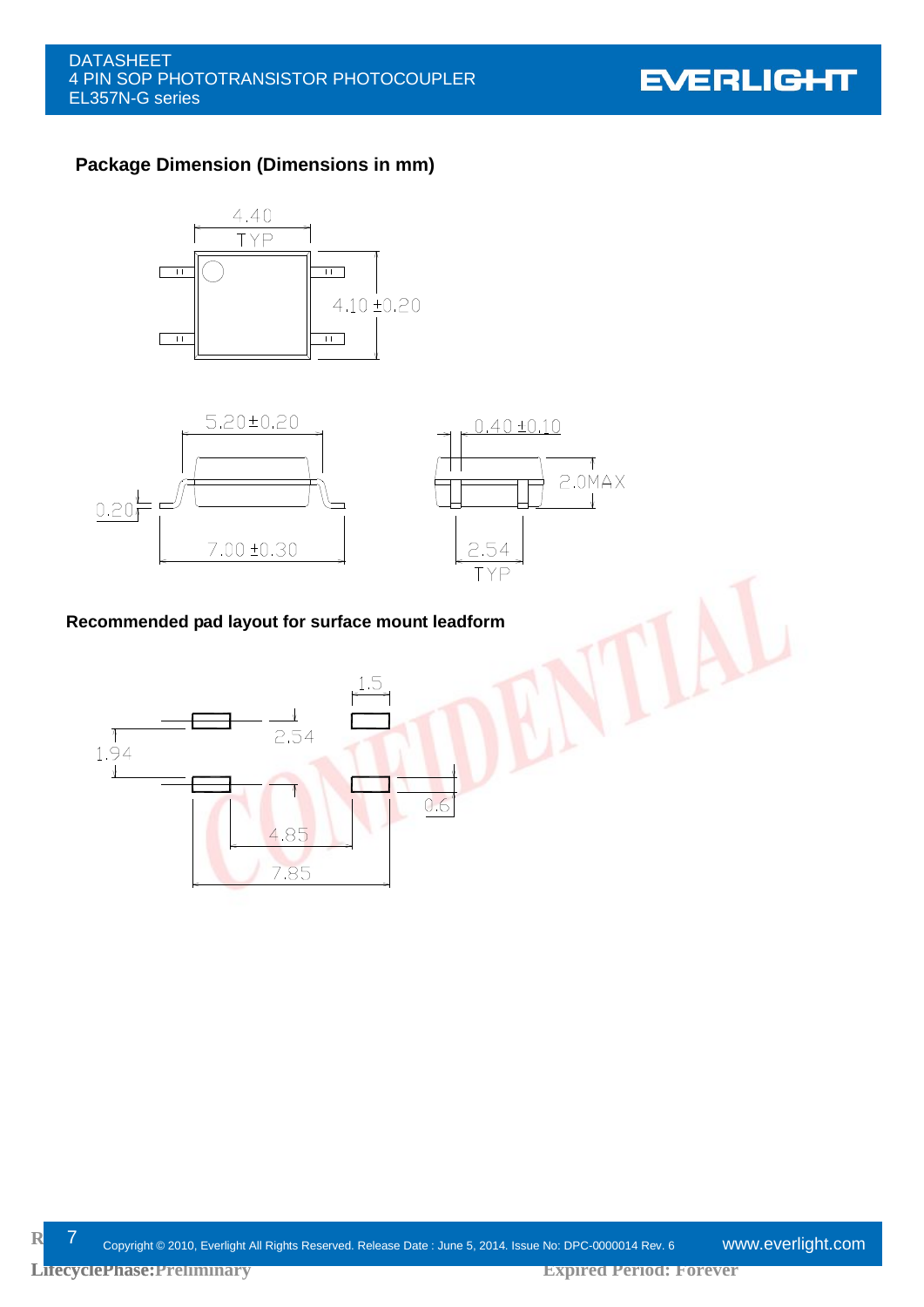## Package Dimension (Dimensions in mm)

4.40 TYP

4.10 ±0.20

5.20±0.20

0.20

7.00 ±0.30

0.40 ±0.10

2.0MAX

2.54 TYP

## Recommended pad layout for surface mount leadform

1.5

2.54

1.94

0.6

4.85

7.85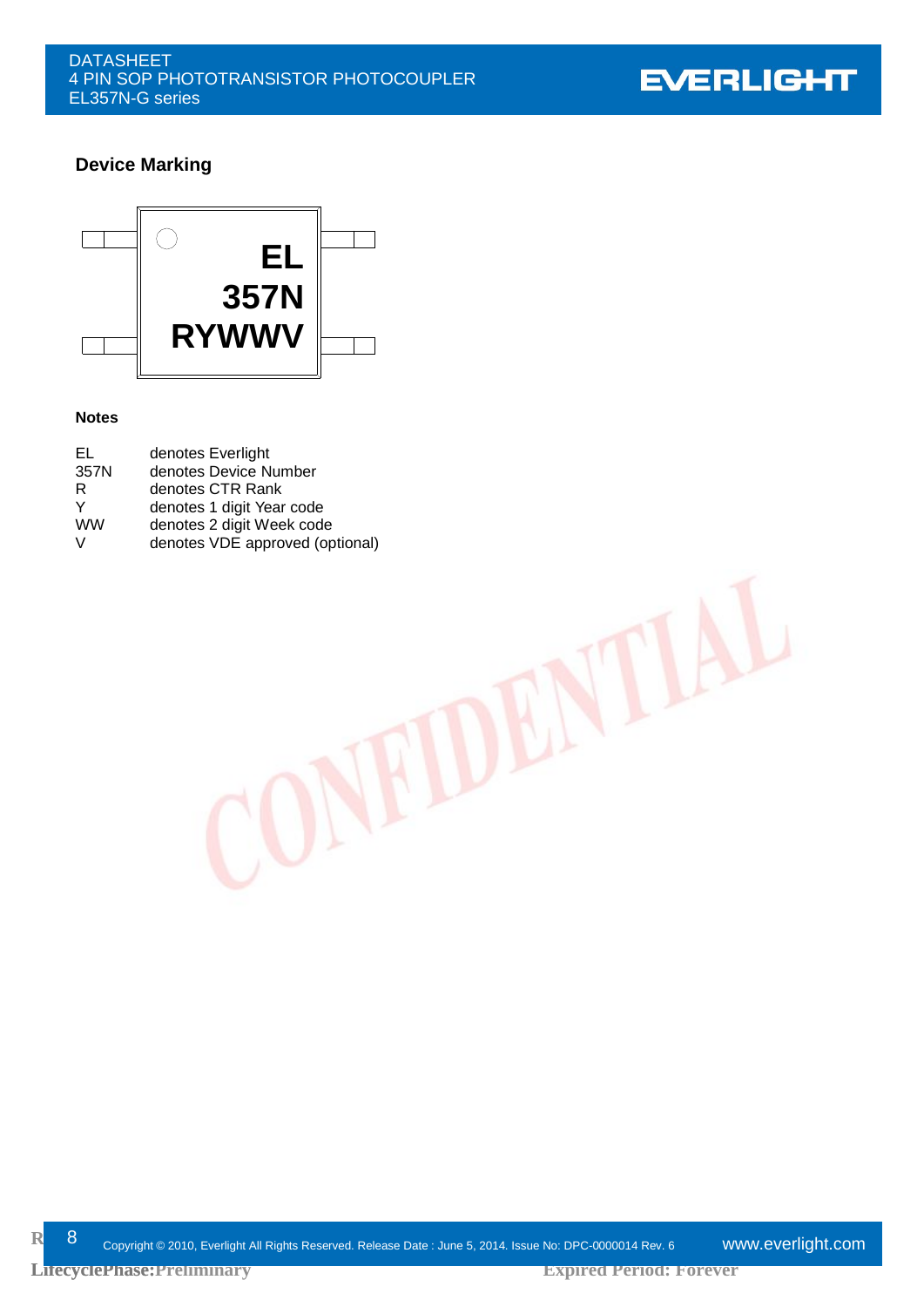## Device Marking

EL
357N
RYWWV

**Notes**

| | |
|---|---|
| EL | denotes Everlight |
| 357N | denotes Device Number |
| R | denotes CTR Rank |
| Y | denotes 1 digit Year code |
| WW | denotes 2 digit Week code |
| V | denotes VDE approved (optional) |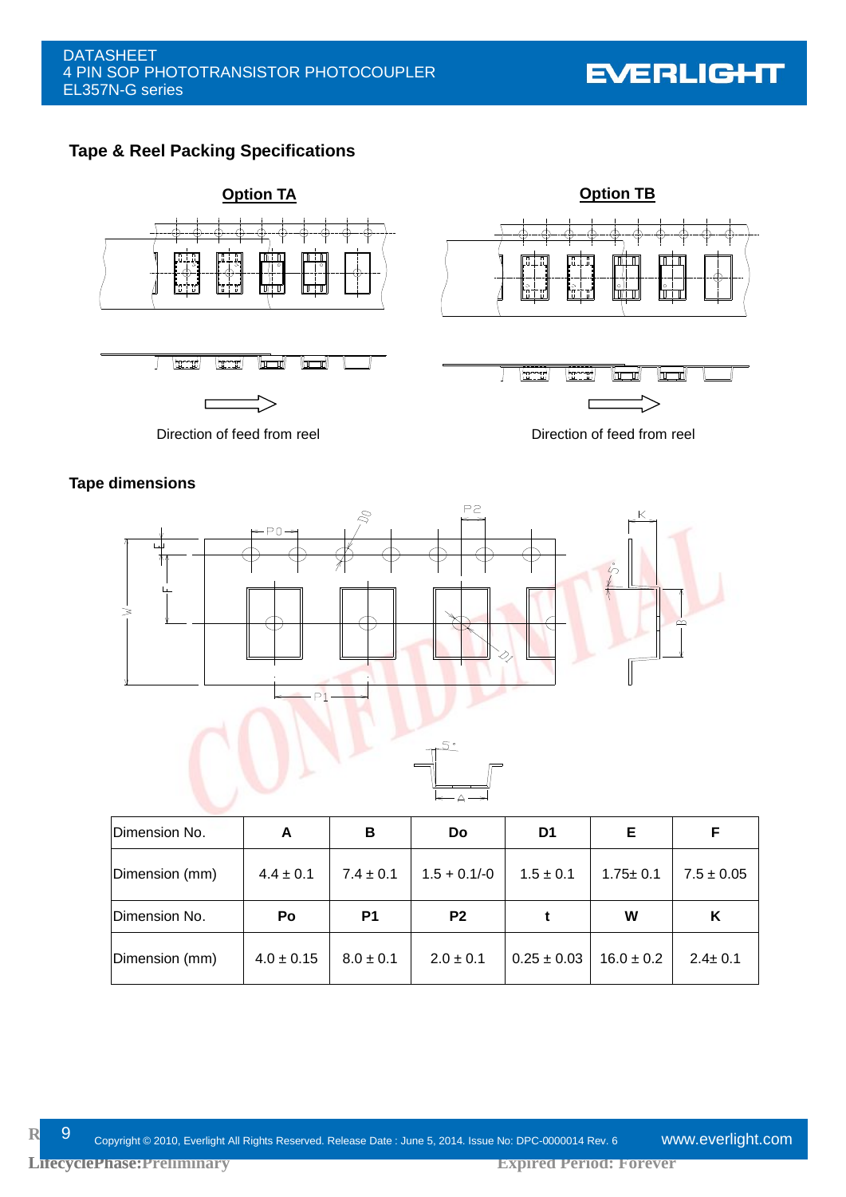## Tape & Reel Packing Specifications

**Option TA**

**Option TB**

Direction of feed from reel

Direction of feed from reel

### Tape dimensions

| Dimension No. | A | B | Do | D1 | E | F |
|---|---|---|---|---|---|---|
| Dimension (mm) | 4.4 ± 0.1 | 7.4 ± 0.1 | 1.5 + 0.1/-0 | 1.5 ± 0.1 | 1.75± 0.1 | 7.5 ± 0.05 |
| Dimension No. | Po | P1 | P2 | t | W | K |
| Dimension (mm) | 4.0 ± 0.15 | 8.0 ± 0.1 | 2.0 ± 0.1 | 0.25 ± 0.03 | 16.0 ± 0.2 | 2.4± 0.1 |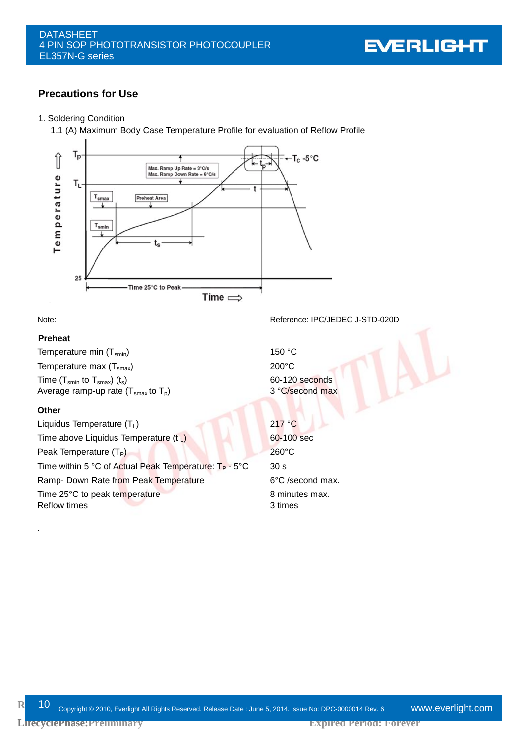## Precautions for Use

1. Soldering Condition

1.1 (A) Maximum Body Case Temperature Profile for evaluation of Reflow Profile

Note: Reference: IPC/JEDEC J-STD-020D

**Preheat**

| | |
|---|---|
| Temperature min ($T_{smin}$) | 150 °C |
| Temperature max ($T_{smax}$) | 200°C |
| Time ($T_{smin}$ to $T_{smax}$) ($t_s$) | 60-120 seconds |
| Average ramp-up rate ($T_{smax}$ to $T_p$) | 3 °C/second max |

**Other**

| | |
|---|---|
| Liquidus Temperature ($T_L$) | 217 °C |
| Time above Liquidus Temperature ($t_L$) | 60-100 sec |
| Peak Temperature ($T_P$) | 260°C |
| Time within 5 °C of Actual Peak Temperature: $T_P$ - 5°C | 30 s |
| Ramp- Down Rate from Peak Temperature | 6°C /second max. |
| Time 25°C to peak temperature | 8 minutes max. |
| Reflow times | 3 times |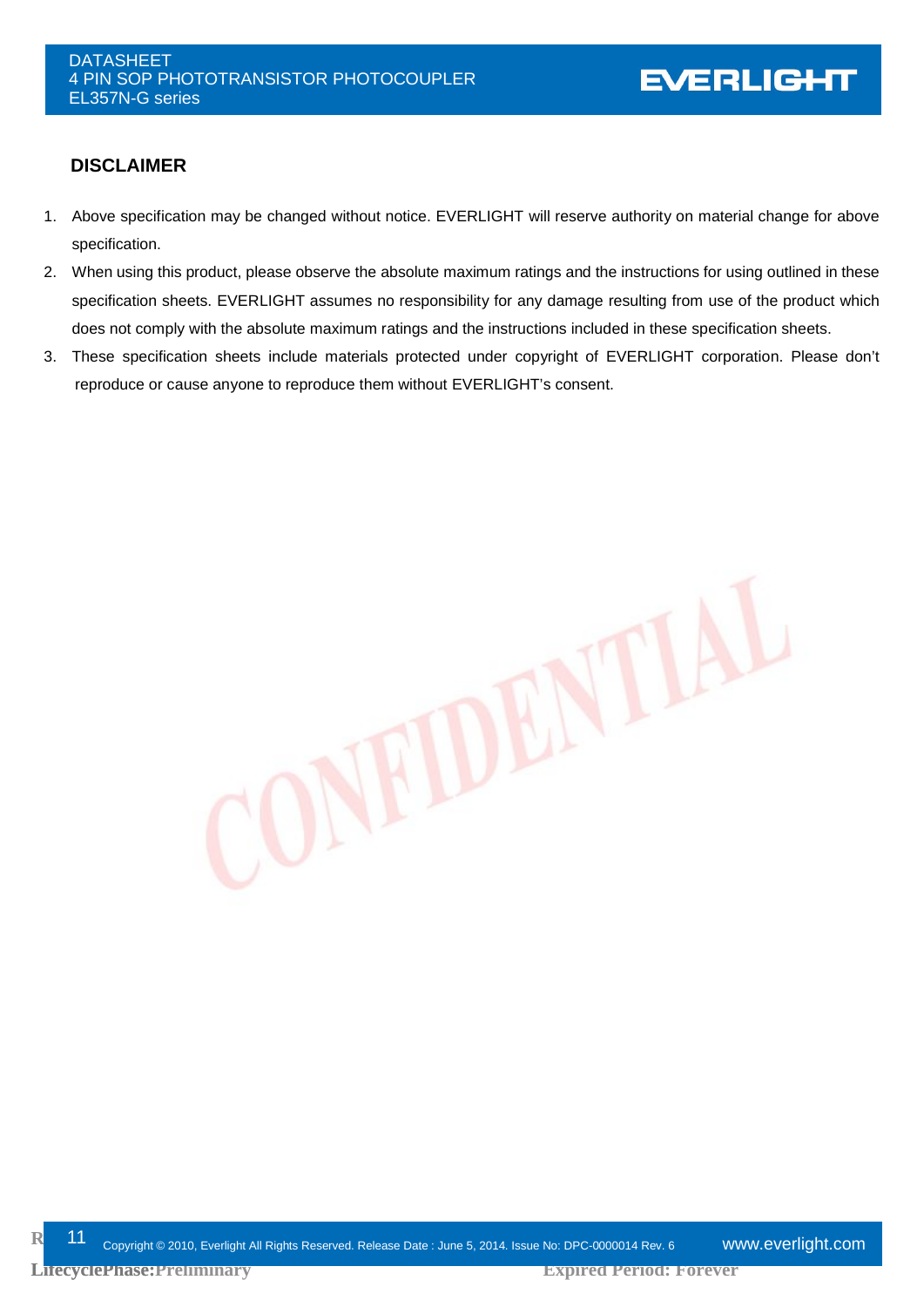## DISCLAIMER

1. Above specification may be changed without notice. EVERLIGHT will reserve authority on material change for above specification.
2. When using this product, please observe the absolute maximum ratings and the instructions for using outlined in these specification sheets. EVERLIGHT assumes no responsibility for any damage resulting from use of the product which does not comply with the absolute maximum ratings and the instructions included in these specification sheets.
3. These specification sheets include materials protected under copyright of EVERLIGHT corporation. Please don't reproduce or cause anyone to reproduce them without EVERLIGHT's consent.